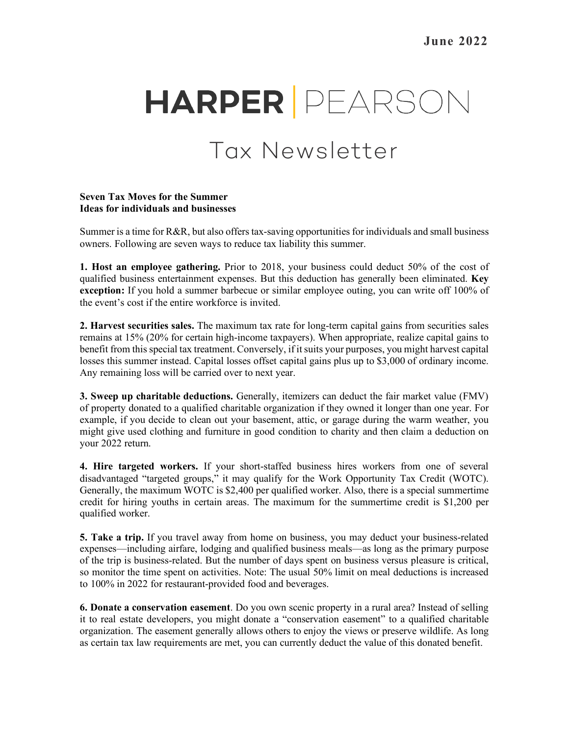June 2022

# HARPER | PEARSON

## Tax Newsletter

**Seven Tax Moves for the Summer**
**Ideas for individuals and businesses**

Summer is a time for R&R, but also offers tax-saving opportunities for individuals and small business owners. Following are seven ways to reduce tax liability this summer.

**1. Host an employee gathering.** Prior to 2018, your business could deduct 50% of the cost of qualified business entertainment expenses. But this deduction has generally been eliminated. **Key exception:** If you hold a summer barbecue or similar employee outing, you can write off 100% of the event's cost if the entire workforce is invited.

**2. Harvest securities sales.** The maximum tax rate for long-term capital gains from securities sales remains at 15% (20% for certain high-income taxpayers). When appropriate, realize capital gains to benefit from this special tax treatment. Conversely, if it suits your purposes, you might harvest capital losses this summer instead. Capital losses offset capital gains plus up to $3,000 of ordinary income. Any remaining loss will be carried over to next year.

**3. Sweep up charitable deductions.** Generally, itemizers can deduct the fair market value (FMV) of property donated to a qualified charitable organization if they owned it longer than one year. For example, if you decide to clean out your basement, attic, or garage during the warm weather, you might give used clothing and furniture in good condition to charity and then claim a deduction on your 2022 return.

**4. Hire targeted workers.** If your short-staffed business hires workers from one of several disadvantaged "targeted groups," it may qualify for the Work Opportunity Tax Credit (WOTC). Generally, the maximum WOTC is $2,400 per qualified worker. Also, there is a special summertime credit for hiring youths in certain areas. The maximum for the summertime credit is $1,200 per qualified worker.

**5. Take a trip.** If you travel away from home on business, you may deduct your business-related expenses—including airfare, lodging and qualified business meals—as long as the primary purpose of the trip is business-related. But the number of days spent on business versus pleasure is critical, so monitor the time spent on activities. Note: The usual 50% limit on meal deductions is increased to 100% in 2022 for restaurant-provided food and beverages.

**6. Donate a conservation easement**. Do you own scenic property in a rural area? Instead of selling it to real estate developers, you might donate a "conservation easement" to a qualified charitable organization. The easement generally allows others to enjoy the views or preserve wildlife. As long as certain tax law requirements are met, you can currently deduct the value of this donated benefit.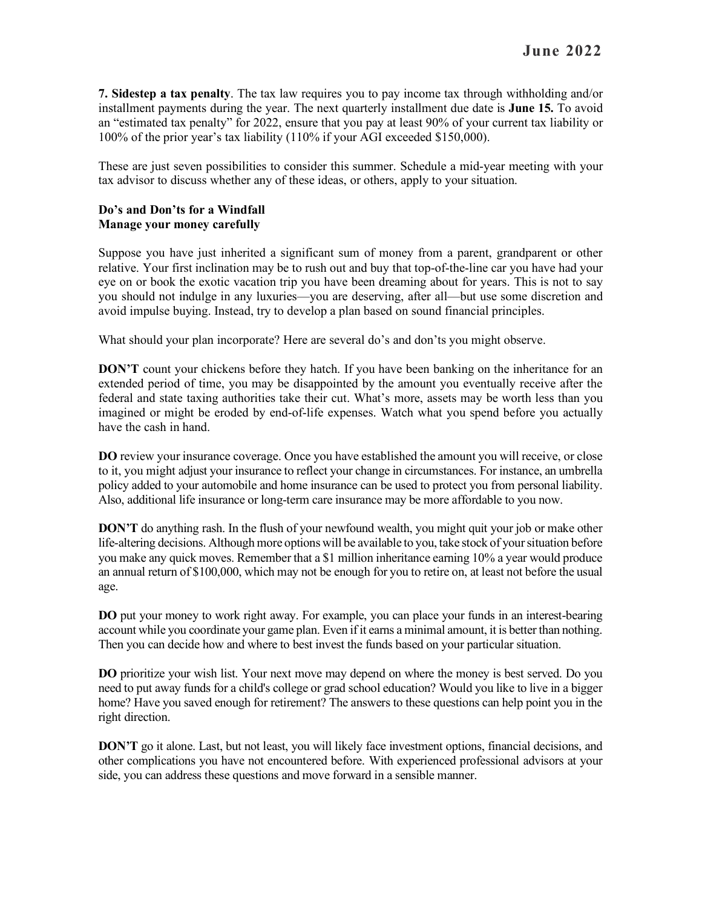**7. Sidestep a tax penalty**. The tax law requires you to pay income tax through withholding and/or installment payments during the year. The next quarterly installment due date is **June 15.** To avoid an "estimated tax penalty" for 2022, ensure that you pay at least 90% of your current tax liability or 100% of the prior year's tax liability (110% if your AGI exceeded $150,000).

These are just seven possibilities to consider this summer. Schedule a mid-year meeting with your tax advisor to discuss whether any of these ideas, or others, apply to your situation.

**Do's and Don'ts for a Windfall**
**Manage your money carefully**

Suppose you have just inherited a significant sum of money from a parent, grandparent or other relative. Your first inclination may be to rush out and buy that top-of-the-line car you have had your eye on or book the exotic vacation trip you have been dreaming about for years. This is not to say you should not indulge in any luxuries—you are deserving, after all—but use some discretion and avoid impulse buying. Instead, try to develop a plan based on sound financial principles.

What should your plan incorporate? Here are several do's and don'ts you might observe.

**DON'T** count your chickens before they hatch. If you have been banking on the inheritance for an extended period of time, you may be disappointed by the amount you eventually receive after the federal and state taxing authorities take their cut. What's more, assets may be worth less than you imagined or might be eroded by end-of-life expenses. Watch what you spend before you actually have the cash in hand.

**DO** review your insurance coverage. Once you have established the amount you will receive, or close to it, you might adjust your insurance to reflect your change in circumstances. For instance, an umbrella policy added to your automobile and home insurance can be used to protect you from personal liability. Also, additional life insurance or long-term care insurance may be more affordable to you now.

**DON'T** do anything rash. In the flush of your newfound wealth, you might quit your job or make other life-altering decisions. Although more options will be available to you, take stock of your situation before you make any quick moves. Remember that a $1 million inheritance earning 10% a year would produce an annual return of $100,000, which may not be enough for you to retire on, at least not before the usual age.

**DO** put your money to work right away. For example, you can place your funds in an interest-bearing account while you coordinate your game plan. Even if it earns a minimal amount, it is better than nothing. Then you can decide how and where to best invest the funds based on your particular situation.

**DO** prioritize your wish list. Your next move may depend on where the money is best served. Do you need to put away funds for a child's college or grad school education? Would you like to live in a bigger home? Have you saved enough for retirement? The answers to these questions can help point you in the right direction.

**DON'T** go it alone. Last, but not least, you will likely face investment options, financial decisions, and other complications you have not encountered before. With experienced professional advisors at your side, you can address these questions and move forward in a sensible manner.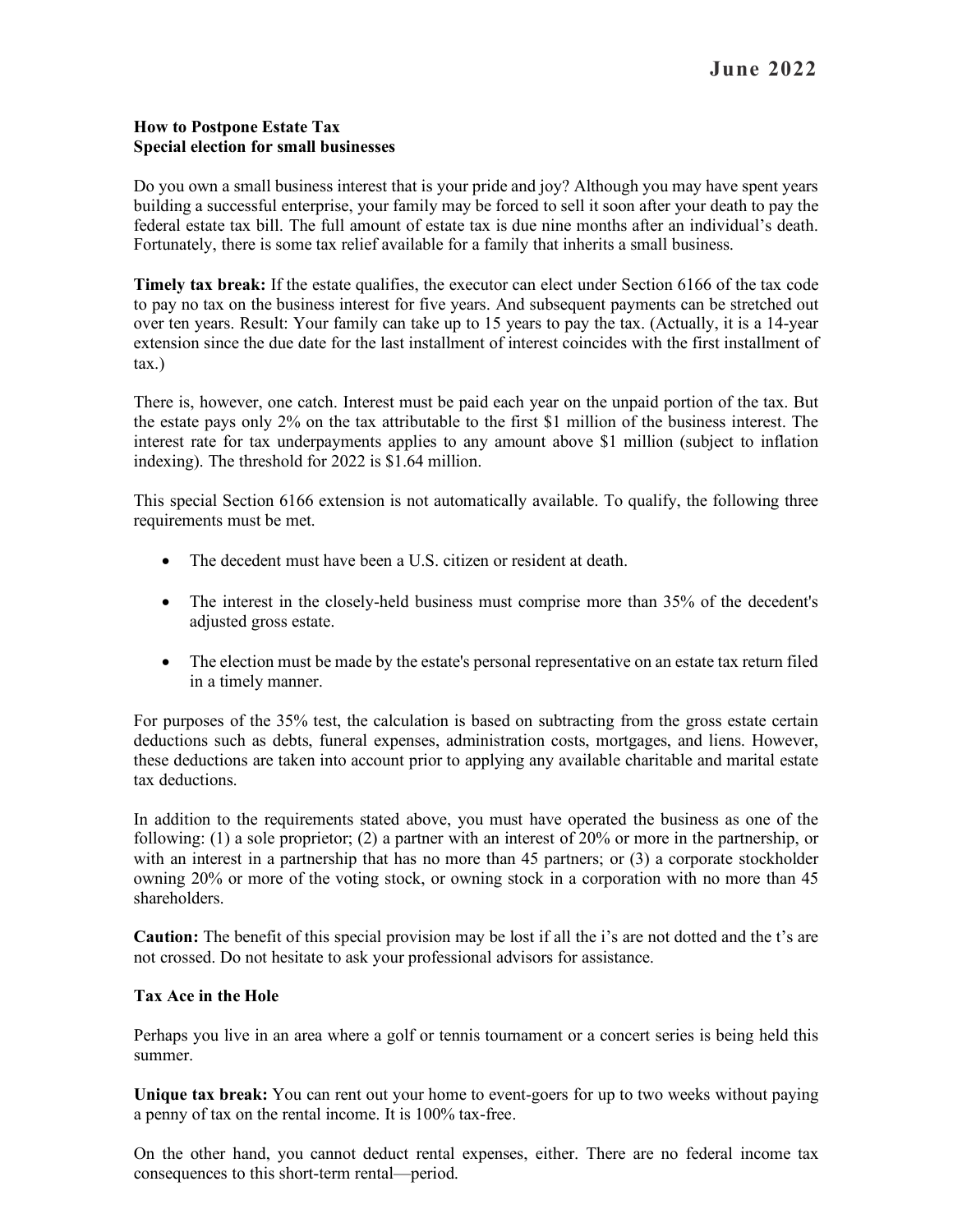**How to Postpone Estate Tax**
**Special election for small businesses**

Do you own a small business interest that is your pride and joy? Although you may have spent years building a successful enterprise, your family may be forced to sell it soon after your death to pay the federal estate tax bill. The full amount of estate tax is due nine months after an individual's death. Fortunately, there is some tax relief available for a family that inherits a small business.

**Timely tax break:** If the estate qualifies, the executor can elect under Section 6166 of the tax code to pay no tax on the business interest for five years. And subsequent payments can be stretched out over ten years. Result: Your family can take up to 15 years to pay the tax. (Actually, it is a 14-year extension since the due date for the last installment of interest coincides with the first installment of tax.)

There is, however, one catch. Interest must be paid each year on the unpaid portion of the tax. But the estate pays only 2% on the tax attributable to the first $1 million of the business interest. The interest rate for tax underpayments applies to any amount above $1 million (subject to inflation indexing). The threshold for 2022 is $1.64 million.

This special Section 6166 extension is not automatically available. To qualify, the following three requirements must be met.

- The decedent must have been a U.S. citizen or resident at death.
- The interest in the closely-held business must comprise more than 35% of the decedent's adjusted gross estate.
- The election must be made by the estate's personal representative on an estate tax return filed in a timely manner.

For purposes of the 35% test, the calculation is based on subtracting from the gross estate certain deductions such as debts, funeral expenses, administration costs, mortgages, and liens. However, these deductions are taken into account prior to applying any available charitable and marital estate tax deductions.

In addition to the requirements stated above, you must have operated the business as one of the following: (1) a sole proprietor; (2) a partner with an interest of 20% or more in the partnership, or with an interest in a partnership that has no more than 45 partners; or (3) a corporate stockholder owning 20% or more of the voting stock, or owning stock in a corporation with no more than 45 shareholders.

**Caution:** The benefit of this special provision may be lost if all the i's are not dotted and the t's are not crossed. Do not hesitate to ask your professional advisors for assistance.

**Tax Ace in the Hole**

Perhaps you live in an area where a golf or tennis tournament or a concert series is being held this summer.

**Unique tax break:** You can rent out your home to event-goers for up to two weeks without paying a penny of tax on the rental income. It is 100% tax-free.

On the other hand, you cannot deduct rental expenses, either. There are no federal income tax consequences to this short-term rental—period.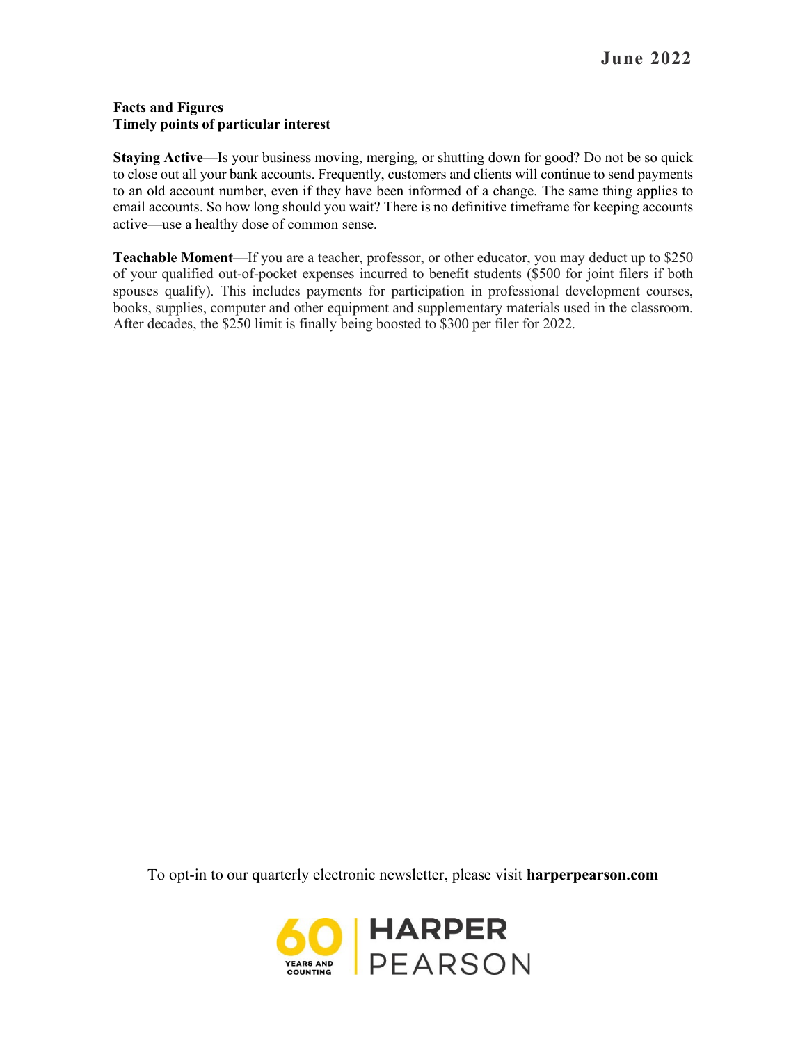**Facts and Figures**
**Timely points of particular interest**

**Staying Active**—Is your business moving, merging, or shutting down for good? Do not be so quick to close out all your bank accounts. Frequently, customers and clients will continue to send payments to an old account number, even if they have been informed of a change. The same thing applies to email accounts. So how long should you wait? There is no definitive timeframe for keeping accounts active—use a healthy dose of common sense.

**Teachable Moment**—If you are a teacher, professor, or other educator, you may deduct up to $250 of your qualified out-of-pocket expenses incurred to benefit students ($500 for joint filers if both spouses qualify). This includes payments for participation in professional development courses, books, supplies, computer and other equipment and supplementary materials used in the classroom. After decades, the $250 limit is finally being boosted to $300 per filer for 2022.

To opt-in to our quarterly electronic newsletter, please visit **harperpearson.com**

60 YEARS AND COUNTING | HARPER PEARSON